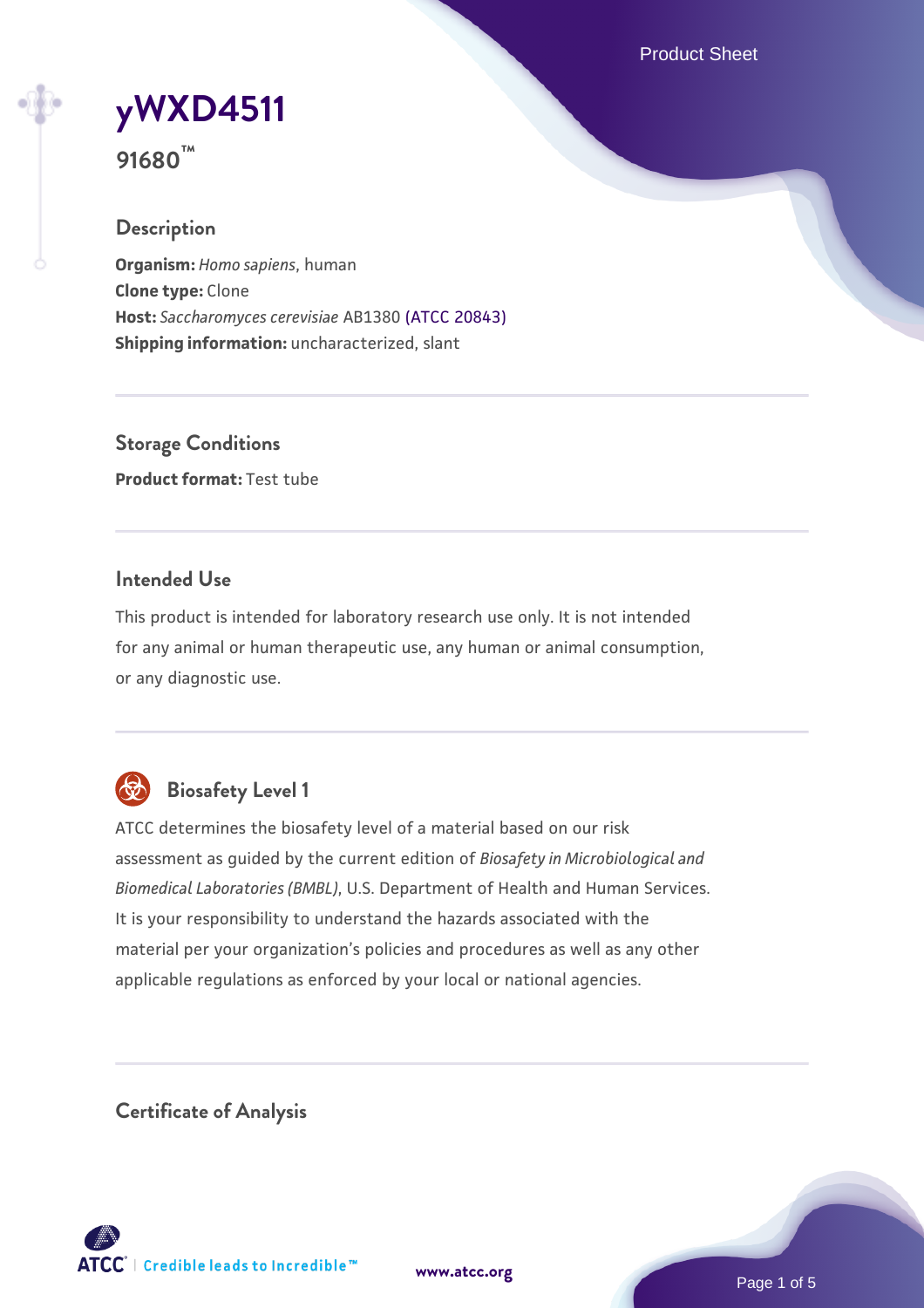# yWXD4511

**91680™**

## Description

**Organism:** *Homo sapiens*, human
**Clone type:** Clone
**Host:** *Saccharomyces cerevisiae* AB1380 (ATCC 20843)
**Shipping information:** uncharacterized, slant

## Storage Conditions

**Product format:** Test tube

## Intended Use

This product is intended for laboratory research use only. It is not intended for any animal or human therapeutic use, any human or animal consumption, or any diagnostic use.

## Biosafety Level 1

ATCC determines the biosafety level of a material based on our risk assessment as guided by the current edition of *Biosafety in Microbiological and Biomedical Laboratories (BMBL)*, U.S. Department of Health and Human Services. It is your responsibility to understand the hazards associated with the material per your organization's policies and procedures as well as any other applicable regulations as enforced by your local or national agencies.

## Certificate of Analysis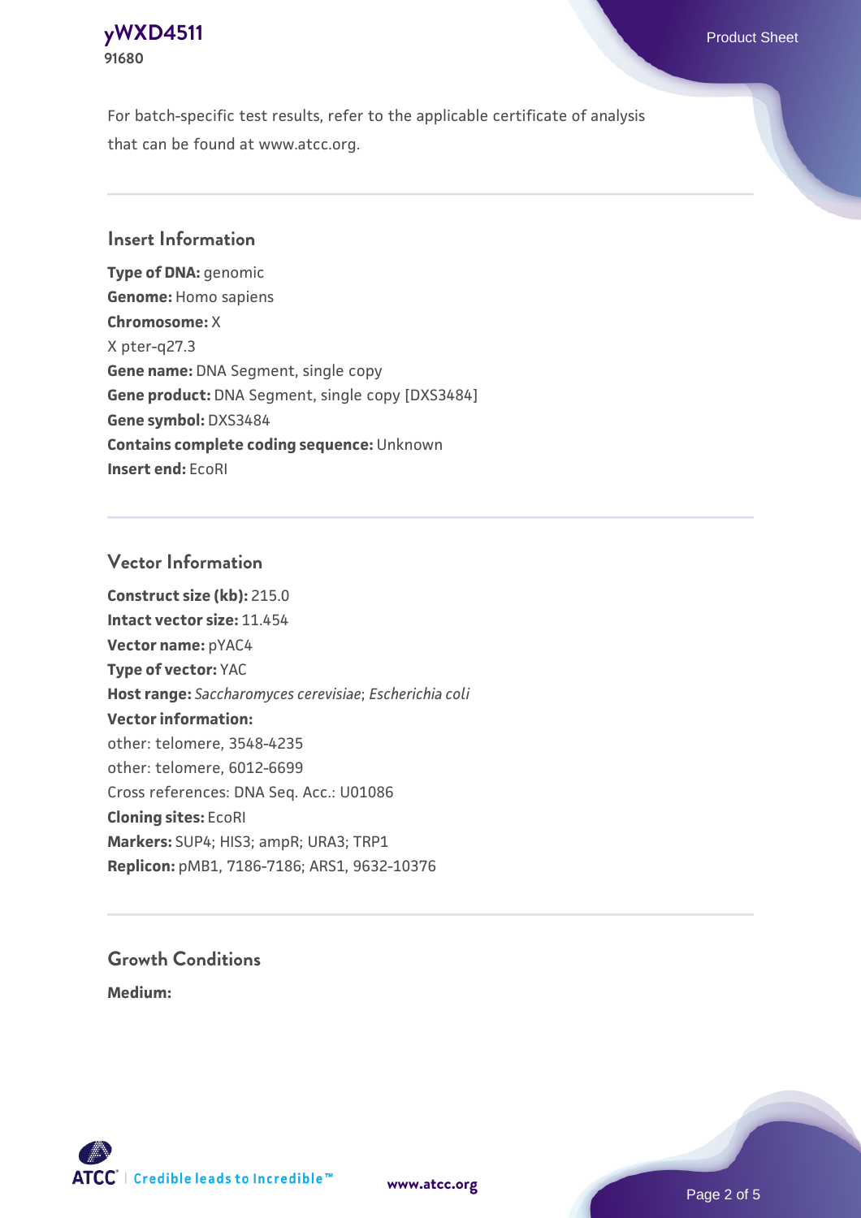For batch-specific test results, refer to the applicable certificate of analysis that can be found at www.atcc.org.

## Insert Information

**Type of DNA:** genomic
**Genome:** Homo sapiens
**Chromosome:** X
X pter-q27.3
**Gene name:** DNA Segment, single copy
**Gene product:** DNA Segment, single copy [DXS3484]
**Gene symbol:** DXS3484
**Contains complete coding sequence:** Unknown
**Insert end:** EcoRI

## Vector Information

**Construct size (kb):** 215.0
**Intact vector size:** 11.454
**Vector name:** pYAC4
**Type of vector:** YAC
**Host range:** *Saccharomyces cerevisiae*; *Escherichia coli*
**Vector information:**
other: telomere, 3548-4235
other: telomere, 6012-6699
Cross references: DNA Seq. Acc.: U01086
**Cloning sites:** EcoRI
**Markers:** SUP4; HIS3; ampR; URA3; TRP1
**Replicon:** pMB1, 7186-7186; ARS1, 9632-10376

## Growth Conditions

**Medium:**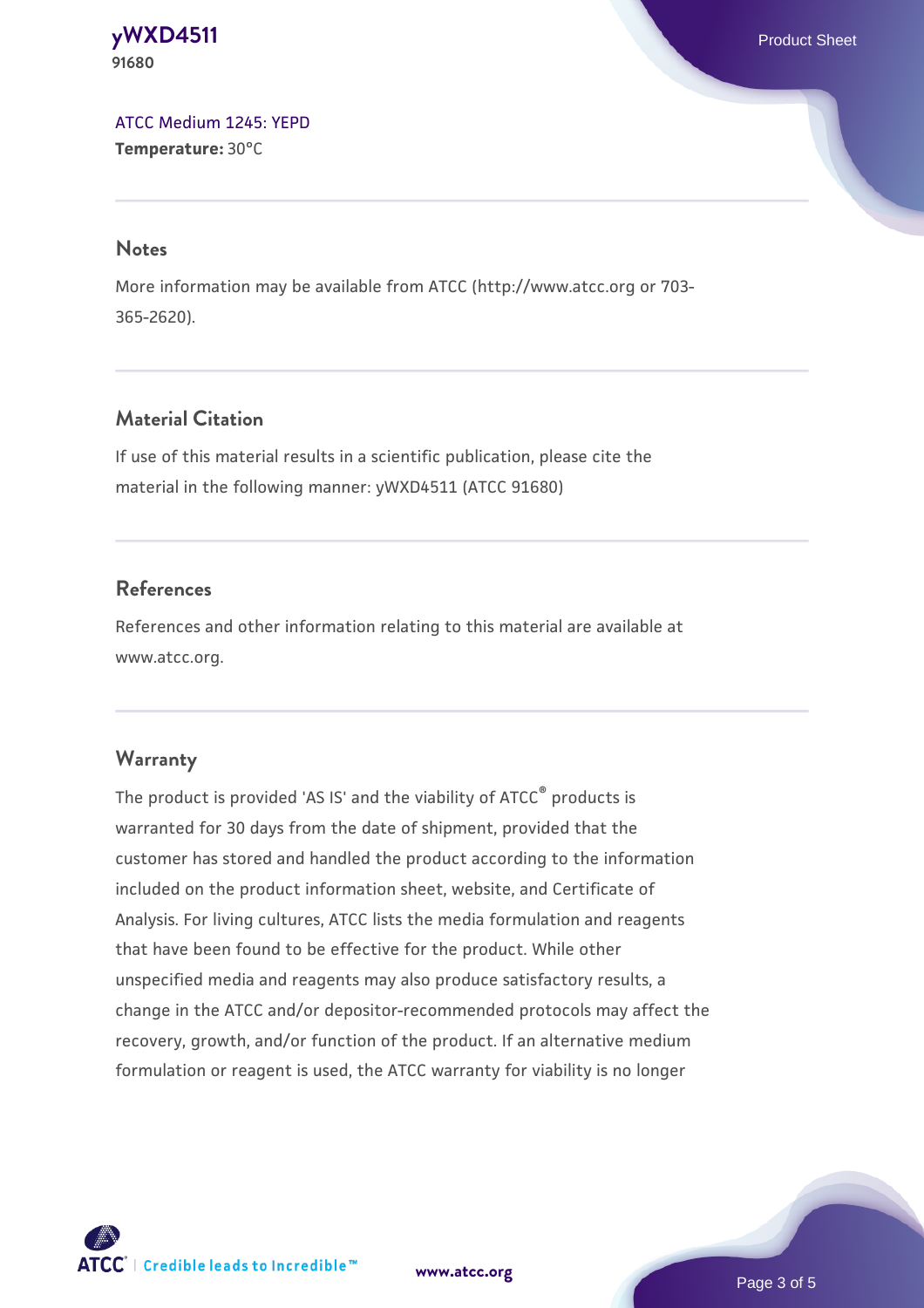ATCC Medium 1245: YEPD
**Temperature:** 30°C

## Notes

More information may be available from ATCC (http://www.atcc.org or 703-365-2620).

## Material Citation

If use of this material results in a scientific publication, please cite the material in the following manner: yWXD4511 (ATCC 91680)

## References

References and other information relating to this material are available at www.atcc.org.

## Warranty

The product is provided 'AS IS' and the viability of ATCC® products is warranted for 30 days from the date of shipment, provided that the customer has stored and handled the product according to the information included on the product information sheet, website, and Certificate of Analysis. For living cultures, ATCC lists the media formulation and reagents that have been found to be effective for the product. While other unspecified media and reagents may also produce satisfactory results, a change in the ATCC and/or depositor-recommended protocols may affect the recovery, growth, and/or function of the product. If an alternative medium formulation or reagent is used, the ATCC warranty for viability is no longer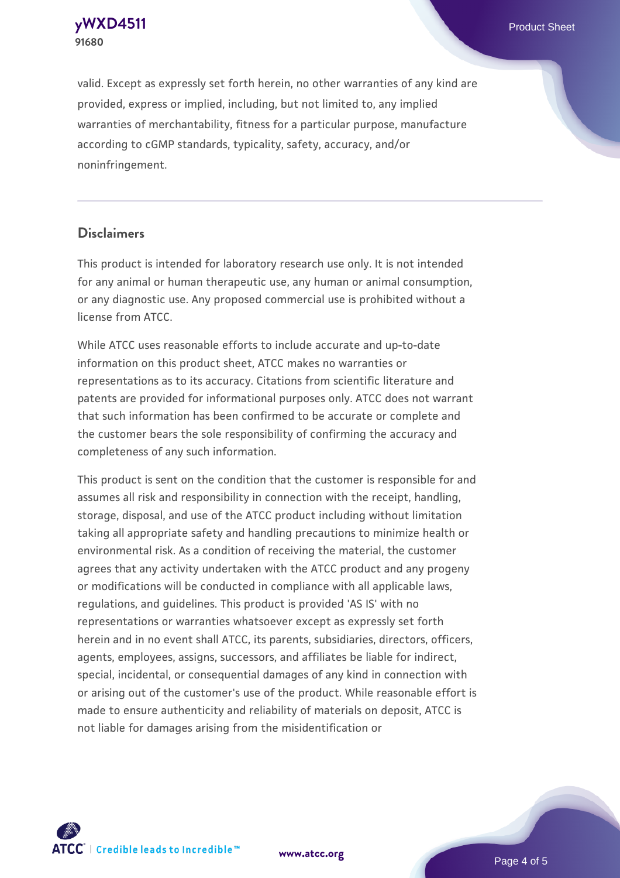valid. Except as expressly set forth herein, no other warranties of any kind are provided, express or implied, including, but not limited to, any implied warranties of merchantability, fitness for a particular purpose, manufacture according to cGMP standards, typicality, safety, accuracy, and/or noninfringement.

## Disclaimers

This product is intended for laboratory research use only. It is not intended for any animal or human therapeutic use, any human or animal consumption, or any diagnostic use. Any proposed commercial use is prohibited without a license from ATCC.

While ATCC uses reasonable efforts to include accurate and up-to-date information on this product sheet, ATCC makes no warranties or representations as to its accuracy. Citations from scientific literature and patents are provided for informational purposes only. ATCC does not warrant that such information has been confirmed to be accurate or complete and the customer bears the sole responsibility of confirming the accuracy and completeness of any such information.

This product is sent on the condition that the customer is responsible for and assumes all risk and responsibility in connection with the receipt, handling, storage, disposal, and use of the ATCC product including without limitation taking all appropriate safety and handling precautions to minimize health or environmental risk. As a condition of receiving the material, the customer agrees that any activity undertaken with the ATCC product and any progeny or modifications will be conducted in compliance with all applicable laws, regulations, and guidelines. This product is provided 'AS IS' with no representations or warranties whatsoever except as expressly set forth herein and in no event shall ATCC, its parents, subsidiaries, directors, officers, agents, employees, assigns, successors, and affiliates be liable for indirect, special, incidental, or consequential damages of any kind in connection with or arising out of the customer's use of the product. While reasonable effort is made to ensure authenticity and reliability of materials on deposit, ATCC is not liable for damages arising from the misidentification or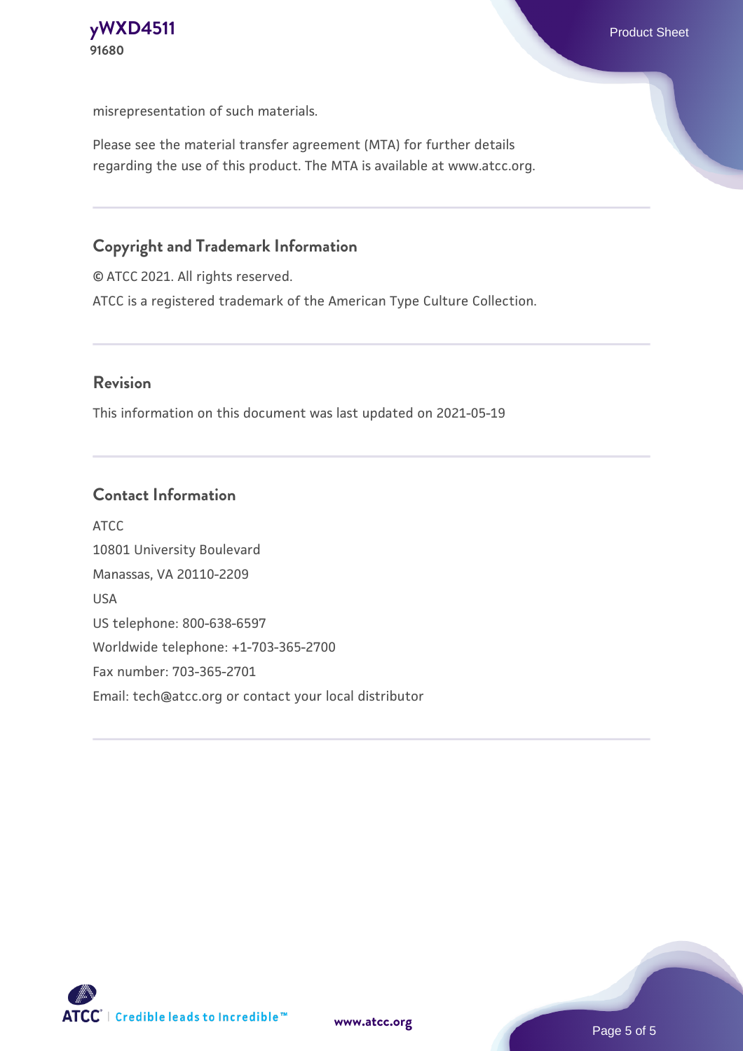misrepresentation of such materials.

Please see the material transfer agreement (MTA) for further details regarding the use of this product. The MTA is available at www.atcc.org.

## Copyright and Trademark Information

© ATCC 2021. All rights reserved.

ATCC is a registered trademark of the American Type Culture Collection.

## Revision

This information on this document was last updated on 2021-05-19

## Contact Information

ATCC
10801 University Boulevard
Manassas, VA 20110-2209
USA
US telephone: 800-638-6597
Worldwide telephone: +1-703-365-2700
Fax number: 703-365-2701
Email: tech@atcc.org or contact your local distributor